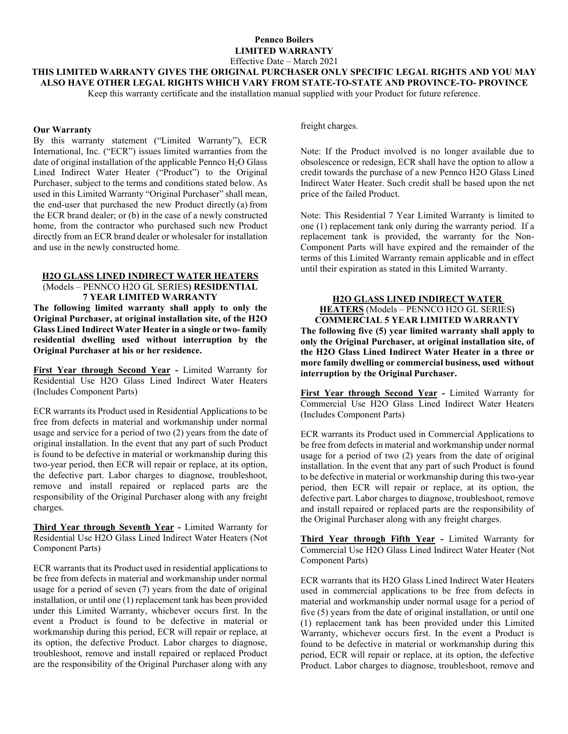**Pennco Boilers**
**LIMITED WARRANTY**
Effective Date – March 2021

**THIS LIMITED WARRANTY GIVES THE ORIGINAL PURCHASER ONLY SPECIFIC LEGAL RIGHTS AND YOU MAY ALSO HAVE OTHER LEGAL RIGHTS WHICH VARY FROM STATE-TO-STATE AND PROVINCE-TO- PROVINCE**

Keep this warranty certificate and the installation manual supplied with your Product for future reference.

**Our Warranty**

By this warranty statement ("Limited Warranty"), ECR International, Inc. ("ECR") issues limited warranties from the date of original installation of the applicable Pennco $H_2O$ Glass Lined Indirect Water Heater ("Product") to the Original Purchaser, subject to the terms and conditions stated below. As used in this Limited Warranty "Original Purchaser" shall mean, the end-user that purchased the new Product directly (a) from the ECR brand dealer; or (b) in the case of a newly constructed home, from the contractor who purchased such new Product directly from an ECR brand dealer or wholesaler for installation and use in the newly constructed home.

**H2O GLASS LINED INDIRECT WATER HEATERS**
(Models – PENNCO H2O GL SERIES) **RESIDENTIAL 7 YEAR LIMITED WARRANTY**

**The following limited warranty shall apply to only the Original Purchaser, at original installation site, of the H2O Glass Lined Indirect Water Heater in a single or two- family residential dwelling used without interruption by the Original Purchaser at his or her residence.**

**First Year through Second Year -** Limited Warranty for Residential Use H2O Glass Lined Indirect Water Heaters (Includes Component Parts)

ECR warrants its Product used in Residential Applications to be free from defects in material and workmanship under normal usage and service for a period of two (2) years from the date of original installation. In the event that any part of such Product is found to be defective in material or workmanship during this two-year period, then ECR will repair or replace, at its option, the defective part. Labor charges to diagnose, troubleshoot, remove and install repaired or replaced parts are the responsibility of the Original Purchaser along with any freight charges.

**Third Year through Seventh Year -** Limited Warranty for Residential Use H2O Glass Lined Indirect Water Heaters (Not Component Parts)

ECR warrants that its Product used in residential applications to be free from defects in material and workmanship under normal usage for a period of seven (7) years from the date of original installation, or until one (1) replacement tank has been provided under this Limited Warranty, whichever occurs first. In the event a Product is found to be defective in material or workmanship during this period, ECR will repair or replace, at its option, the defective Product. Labor charges to diagnose, troubleshoot, remove and install repaired or replaced Product are the responsibility of the Original Purchaser along with any freight charges.

Note: If the Product involved is no longer available due to obsolescence or redesign, ECR shall have the option to allow a credit towards the purchase of a new Pennco H2O Glass Lined Indirect Water Heater. Such credit shall be based upon the net price of the failed Product.

Note: This Residential 7 Year Limited Warranty is limited to one (1) replacement tank only during the warranty period. If a replacement tank is provided, the warranty for the Non-Component Parts will have expired and the remainder of the terms of this Limited Warranty remain applicable and in effect until their expiration as stated in this Limited Warranty.

**H2O GLASS LINED INDIRECT WATER HEATERS** (Models – PENNCO H2O GL SERIES)
**COMMERCIAL 5 YEAR LIMITED WARRANTY**

**The following five (5) year limited warranty shall apply to only the Original Purchaser, at original installation site, of the H2O Glass Lined Indirect Water Heater in a three or more family dwelling or commercial business, used without interruption by the Original Purchaser.**

**First Year through Second Year -** Limited Warranty for Commercial Use H2O Glass Lined Indirect Water Heaters (Includes Component Parts)

ECR warrants its Product used in Commercial Applications to be free from defects in material and workmanship under normal usage for a period of two (2) years from the date of original installation. In the event that any part of such Product is found to be defective in material or workmanship during this two-year period, then ECR will repair or replace, at its option, the defective part. Labor charges to diagnose, troubleshoot, remove and install repaired or replaced parts are the responsibility of the Original Purchaser along with any freight charges.

**Third Year through Fifth Year -** Limited Warranty for Commercial Use H2O Glass Lined Indirect Water Heater (Not Component Parts)

ECR warrants that its H2O Glass Lined Indirect Water Heaters used in commercial applications to be free from defects in material and workmanship under normal usage for a period of five (5) years from the date of original installation, or until one (1) replacement tank has been provided under this Limited Warranty, whichever occurs first. In the event a Product is found to be defective in material or workmanship during this period, ECR will repair or replace, at its option, the defective Product. Labor charges to diagnose, troubleshoot, remove and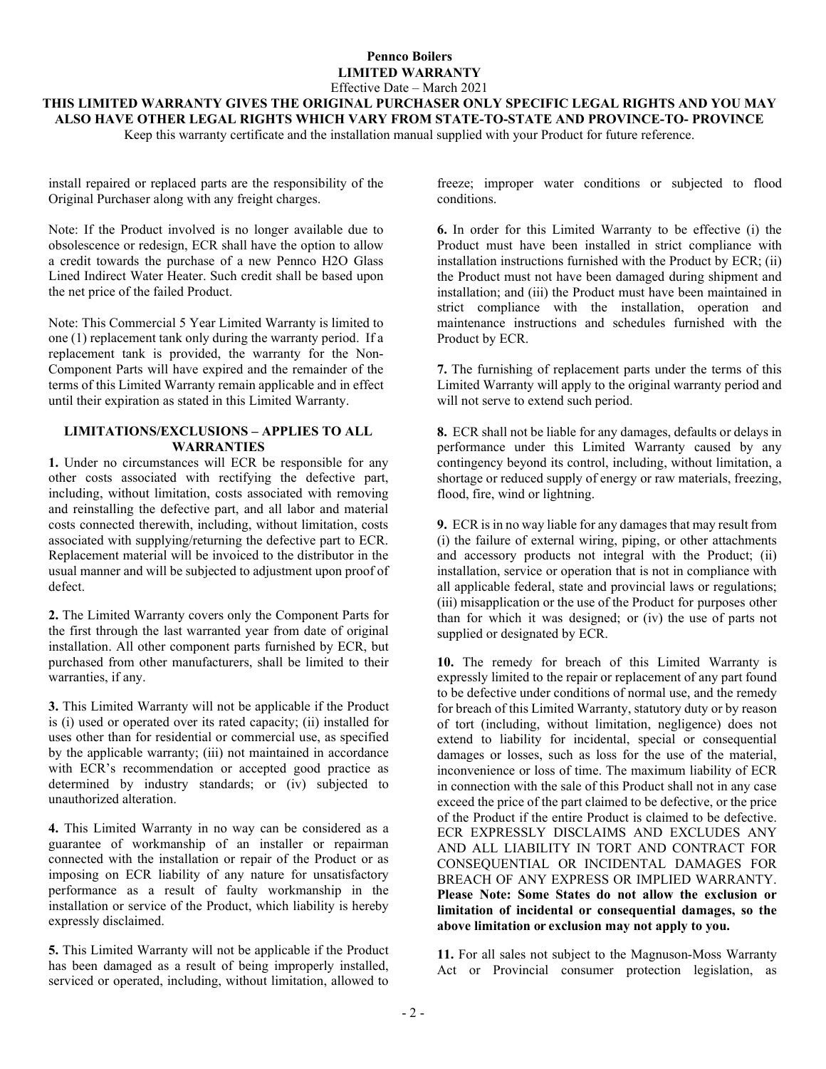**Pennco Boilers**
**LIMITED WARRANTY**
Effective Date – March 2021
**THIS LIMITED WARRANTY GIVES THE ORIGINAL PURCHASER ONLY SPECIFIC LEGAL RIGHTS AND YOU MAY ALSO HAVE OTHER LEGAL RIGHTS WHICH VARY FROM STATE-TO-STATE AND PROVINCE-TO- PROVINCE**
Keep this warranty certificate and the installation manual supplied with your Product for future reference.

install repaired or replaced parts are the responsibility of the Original Purchaser along with any freight charges.

Note: If the Product involved is no longer available due to obsolescence or redesign, ECR shall have the option to allow a credit towards the purchase of a new Pennco H2O Glass Lined Indirect Water Heater. Such credit shall be based upon the net price of the failed Product.

Note: This Commercial 5 Year Limited Warranty is limited to one (1) replacement tank only during the warranty period. If a replacement tank is provided, the warranty for the Non-Component Parts will have expired and the remainder of the terms of this Limited Warranty remain applicable and in effect until their expiration as stated in this Limited Warranty.

## LIMITATIONS/EXCLUSIONS – APPLIES TO ALL WARRANTIES

**1.** Under no circumstances will ECR be responsible for any other costs associated with rectifying the defective part, including, without limitation, costs associated with removing and reinstalling the defective part, and all labor and material costs connected therewith, including, without limitation, costs associated with supplying/returning the defective part to ECR. Replacement material will be invoiced to the distributor in the usual manner and will be subjected to adjustment upon proof of defect.

**2.** The Limited Warranty covers only the Component Parts for the first through the last warranted year from date of original installation. All other component parts furnished by ECR, but purchased from other manufacturers, shall be limited to their warranties, if any.

**3.** This Limited Warranty will not be applicable if the Product is (i) used or operated over its rated capacity; (ii) installed for uses other than for residential or commercial use, as specified by the applicable warranty; (iii) not maintained in accordance with ECR's recommendation or accepted good practice as determined by industry standards; or (iv) subjected to unauthorized alteration.

**4.** This Limited Warranty in no way can be considered as a guarantee of workmanship of an installer or repairman connected with the installation or repair of the Product or as imposing on ECR liability of any nature for unsatisfactory performance as a result of faulty workmanship in the installation or service of the Product, which liability is hereby expressly disclaimed.

**5.** This Limited Warranty will not be applicable if the Product has been damaged as a result of being improperly installed, serviced or operated, including, without limitation, allowed to freeze; improper water conditions or subjected to flood conditions.

**6.** In order for this Limited Warranty to be effective (i) the Product must have been installed in strict compliance with installation instructions furnished with the Product by ECR; (ii) the Product must not have been damaged during shipment and installation; and (iii) the Product must have been maintained in strict compliance with the installation, operation and maintenance instructions and schedules furnished with the Product by ECR.

**7.** The furnishing of replacement parts under the terms of this Limited Warranty will apply to the original warranty period and will not serve to extend such period.

**8.** ECR shall not be liable for any damages, defaults or delays in performance under this Limited Warranty caused by any contingency beyond its control, including, without limitation, a shortage or reduced supply of energy or raw materials, freezing, flood, fire, wind or lightning.

**9.** ECR is in no way liable for any damages that may result from (i) the failure of external wiring, piping, or other attachments and accessory products not integral with the Product; (ii) installation, service or operation that is not in compliance with all applicable federal, state and provincial laws or regulations; (iii) misapplication or the use of the Product for purposes other than for which it was designed; or (iv) the use of parts not supplied or designated by ECR.

**10.** The remedy for breach of this Limited Warranty is expressly limited to the repair or replacement of any part found to be defective under conditions of normal use, and the remedy for breach of this Limited Warranty, statutory duty or by reason of tort (including, without limitation, negligence) does not extend to liability for incidental, special or consequential damages or losses, such as loss for the use of the material, inconvenience or loss of time. The maximum liability of ECR in connection with the sale of this Product shall not in any case exceed the price of the part claimed to be defective, or the price of the Product if the entire Product is claimed to be defective. ECR EXPRESSLY DISCLAIMS AND EXCLUDES ANY AND ALL LIABILITY IN TORT AND CONTRACT FOR CONSEQUENTIAL OR INCIDENTAL DAMAGES FOR BREACH OF ANY EXPRESS OR IMPLIED WARRANTY. **Please Note: Some States do not allow the exclusion or limitation of incidental or consequential damages, so the above limitation or exclusion may not apply to you.**

**11.** For all sales not subject to the Magnuson-Moss Warranty Act or Provincial consumer protection legislation, as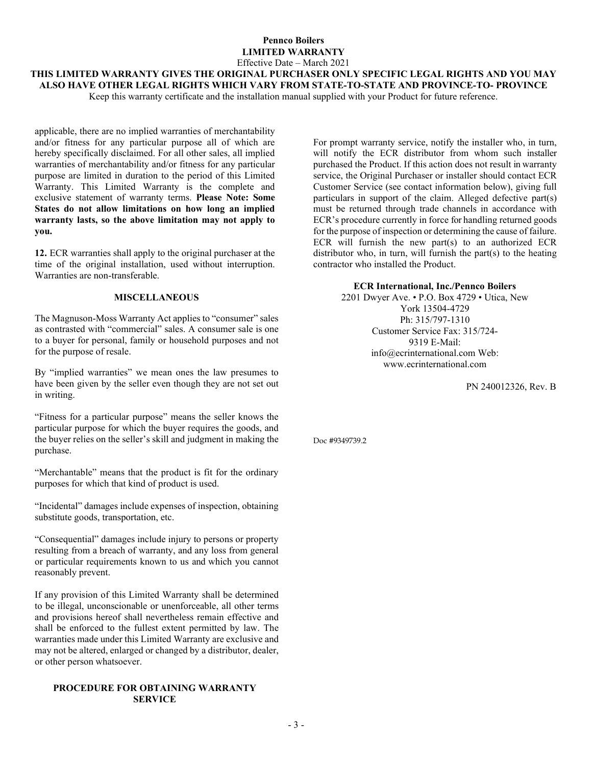**Pennco Boilers**
**LIMITED WARRANTY**
Effective Date – March 2021
**THIS LIMITED WARRANTY GIVES THE ORIGINAL PURCHASER ONLY SPECIFIC LEGAL RIGHTS AND YOU MAY ALSO HAVE OTHER LEGAL RIGHTS WHICH VARY FROM STATE-TO-STATE AND PROVINCE-TO- PROVINCE**
Keep this warranty certificate and the installation manual supplied with your Product for future reference.

applicable, there are no implied warranties of merchantability and/or fitness for any particular purpose all of which are hereby specifically disclaimed. For all other sales, all implied warranties of merchantability and/or fitness for any particular purpose are limited in duration to the period of this Limited Warranty. This Limited Warranty is the complete and exclusive statement of warranty terms. **Please Note: Some States do not allow limitations on how long an implied warranty lasts, so the above limitation may not apply to you.**

**12.** ECR warranties shall apply to the original purchaser at the time of the original installation, used without interruption. Warranties are non-transferable.

## MISCELLANEOUS

The Magnuson-Moss Warranty Act applies to "consumer" sales as contrasted with "commercial" sales. A consumer sale is one to a buyer for personal, family or household purposes and not for the purpose of resale.

By "implied warranties" we mean ones the law presumes to have been given by the seller even though they are not set out in writing.

"Fitness for a particular purpose" means the seller knows the particular purpose for which the buyer requires the goods, and the buyer relies on the seller's skill and judgment in making the purchase.

"Merchantable" means that the product is fit for the ordinary purposes for which that kind of product is used.

"Incidental" damages include expenses of inspection, obtaining substitute goods, transportation, etc.

"Consequential" damages include injury to persons or property resulting from a breach of warranty, and any loss from general or particular requirements known to us and which you cannot reasonably prevent.

If any provision of this Limited Warranty shall be determined to be illegal, unconscionable or unenforceable, all other terms and provisions hereof shall nevertheless remain effective and shall be enforced to the fullest extent permitted by law. The warranties made under this Limited Warranty are exclusive and may not be altered, enlarged or changed by a distributor, dealer, or other person whatsoever.

## PROCEDURE FOR OBTAINING WARRANTY SERVICE

For prompt warranty service, notify the installer who, in turn, will notify the ECR distributor from whom such installer purchased the Product. If this action does not result in warranty service, the Original Purchaser or installer should contact ECR Customer Service (see contact information below), giving full particulars in support of the claim. Alleged defective part(s) must be returned through trade channels in accordance with ECR's procedure currently in force for handling returned goods for the purpose of inspection or determining the cause of failure. ECR will furnish the new part(s) to an authorized ECR distributor who, in turn, will furnish the part(s) to the heating contractor who installed the Product.

**ECR International, Inc./Pennco Boilers**
2201 Dwyer Ave. • P.O. Box 4729 • Utica, New York 13504-4729
Ph: 315/797-1310
Customer Service Fax: 315/724-9319 E-Mail: info@ecrinternational.com Web: www.ecrinternational.com

PN 240012326, Rev. B

Doc #9349739.2